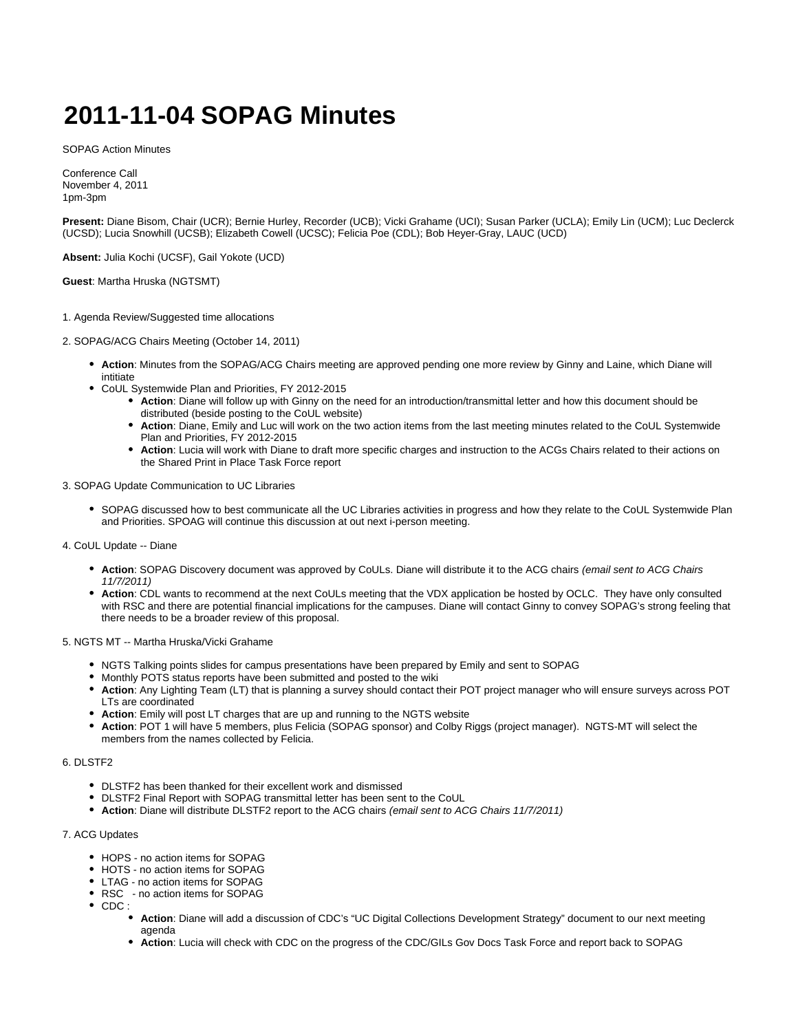# 2011-11-04 SOPAG Minutes

SOPAG Action Minutes

Conference Call
November 4, 2011
1pm-3pm

**Present:** Diane Bisom, Chair (UCR); Bernie Hurley, Recorder (UCB); Vicki Grahame (UCI); Susan Parker (UCLA); Emily Lin (UCM); Luc Declerck (UCSD); Lucia Snowhill (UCSB); Elizabeth Cowell (UCSC); Felicia Poe (CDL); Bob Heyer-Gray, LAUC (UCD)

**Absent:** Julia Kochi (UCSF), Gail Yokote (UCD)

**Guest**: Martha Hruska (NGTSMT)

1. Agenda Review/Suggested time allocations

2. SOPAG/ACG Chairs Meeting (October 14, 2011)

- **Action**: Minutes from the SOPAG/ACG Chairs meeting are approved pending one more review by Ginny and Laine, which Diane will intitiate
- CoUL Systemwide Plan and Priorities, FY 2012-2015
  - **Action**: Diane will follow up with Ginny on the need for an introduction/transmittal letter and how this document should be distributed (beside posting to the CoUL website)
  - **Action**: Diane, Emily and Luc will work on the two action items from the last meeting minutes related to the CoUL Systemwide Plan and Priorities, FY 2012-2015
  - **Action**: Lucia will work with Diane to draft more specific charges and instruction to the ACGs Chairs related to their actions on the Shared Print in Place Task Force report

3. SOPAG Update Communication to UC Libraries

- SOPAG discussed how to best communicate all the UC Libraries activities in progress and how they relate to the CoUL Systemwide Plan and Priorities. SPOAG will continue this discussion at out next i-person meeting.

4. CoUL Update -- Diane

- **Action**: SOPAG Discovery document was approved by CoULs. Diane will distribute it to the ACG chairs *(email sent to ACG Chairs 11/7/2011)*
- **Action**: CDL wants to recommend at the next CoULs meeting that the VDX application be hosted by OCLC. They have only consulted with RSC and there are potential financial implications for the campuses. Diane will contact Ginny to convey SOPAG's strong feeling that there needs to be a broader review of this proposal.

5. NGTS MT -- Martha Hruska/Vicki Grahame

- NGTS Talking points slides for campus presentations have been prepared by Emily and sent to SOPAG
- Monthly POTS status reports have been submitted and posted to the wiki
- **Action**: Any Lighting Team (LT) that is planning a survey should contact their POT project manager who will ensure surveys across POT LTs are coordinated
- **Action**: Emily will post LT charges that are up and running to the NGTS website
- **Action**: POT 1 will have 5 members, plus Felicia (SOPAG sponsor) and Colby Riggs (project manager). NGTS-MT will select the members from the names collected by Felicia.

6. DLSTF2

- DLSTF2 has been thanked for their excellent work and dismissed
- DLSTF2 Final Report with SOPAG transmittal letter has been sent to the CoUL
- **Action**: Diane will distribute DLSTF2 report to the ACG chairs *(email sent to ACG Chairs 11/7/2011)*

7. ACG Updates

- HOPS - no action items for SOPAG
- HOTS - no action items for SOPAG
- LTAG - no action items for SOPAG
- RSC - no action items for SOPAG
- CDC :
  - **Action**: Diane will add a discussion of CDC's "UC Digital Collections Development Strategy" document to our next meeting agenda
  - **Action**: Lucia will check with CDC on the progress of the CDC/GILs Gov Docs Task Force and report back to SOPAG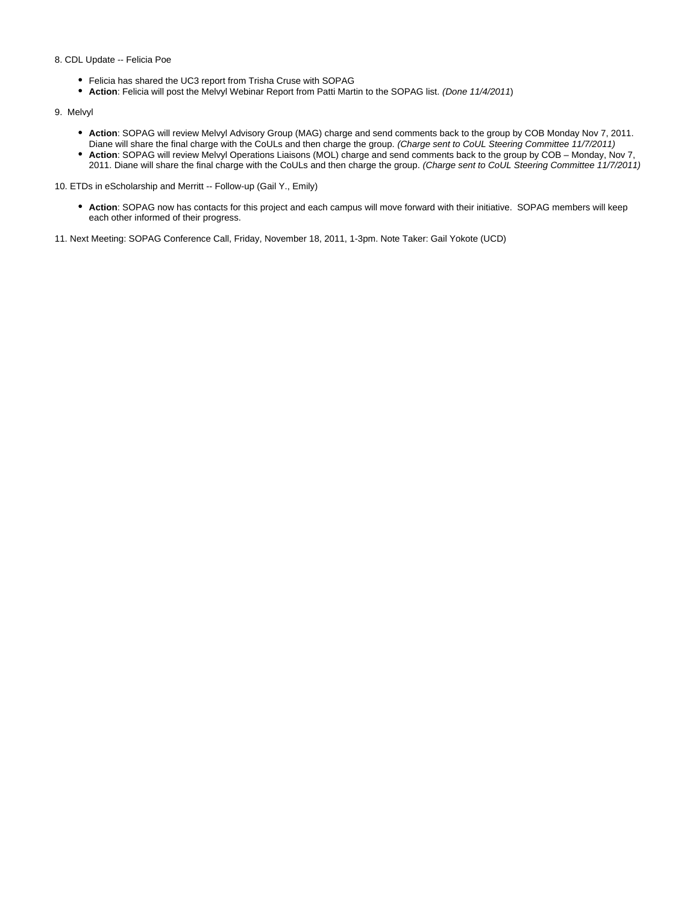8. CDL Update -- Felicia Poe

- Felicia has shared the UC3 report from Trisha Cruse with SOPAG
- **Action**: Felicia will post the Melvyl Webinar Report from Patti Martin to the SOPAG list. *(Done 11/4/2011*)

9. Melvyl

- **Action**: SOPAG will review Melvyl Advisory Group (MAG) charge and send comments back to the group by COB Monday Nov 7, 2011. Diane will share the final charge with the CoULs and then charge the group. *(Charge sent to CoUL Steering Committee 11/7/2011)*
- **Action**: SOPAG will review Melvyl Operations Liaisons (MOL) charge and send comments back to the group by COB – Monday, Nov 7, 2011. Diane will share the final charge with the CoULs and then charge the group. *(Charge sent to CoUL Steering Committee 11/7/2011)*

10. ETDs in eScholarship and Merritt -- Follow-up (Gail Y., Emily)

- **Action**: SOPAG now has contacts for this project and each campus will move forward with their initiative. SOPAG members will keep each other informed of their progress.

11. Next Meeting: SOPAG Conference Call, Friday, November 18, 2011, 1-3pm. Note Taker: Gail Yokote (UCD)